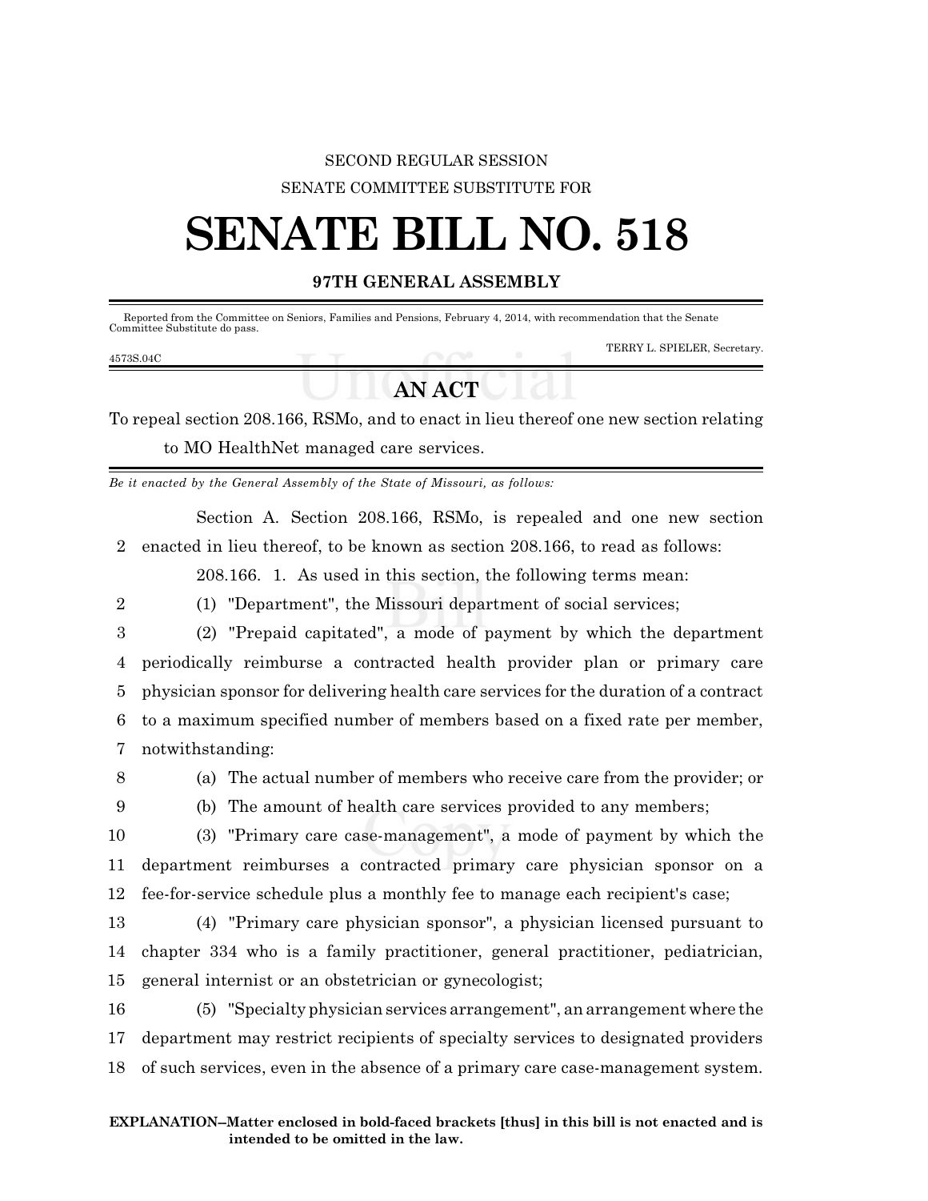SECOND REGULAR SESSION

SENATE COMMITTEE SUBSTITUTE FOR

# SENATE BILL NO. 518

## 97TH GENERAL ASSEMBLY

Reported from the Committee on Seniors, Families and Pensions, February 4, 2014, with recommendation that the Senate Committee Substitute do pass.

TERRY L. SPIELER, Secretary.

4573S.04C

## AN ACT

To repeal section 208.166, RSMo, and to enact in lieu thereof one new section relating to MO HealthNet managed care services.

*Be it enacted by the General Assembly of the State of Missouri, as follows:*

Section A. Section 208.166, RSMo, is repealed and one new section enacted in lieu thereof, to be known as section 208.166, to read as follows:

208.166. 1. As used in this section, the following terms mean:

(1) "Department", the Missouri department of social services;

(2) "Prepaid capitated", a mode of payment by which the department periodically reimburse a contracted health provider plan or primary care physician sponsor for delivering health care services for the duration of a contract to a maximum specified number of members based on a fixed rate per member, notwithstanding:

(a) The actual number of members who receive care from the provider; or

(b) The amount of health care services provided to any members;

(3) "Primary care case-management", a mode of payment by which the department reimburses a contracted primary care physician sponsor on a fee-for-service schedule plus a monthly fee to manage each recipient's case;

(4) "Primary care physician sponsor", a physician licensed pursuant to chapter 334 who is a family practitioner, general practitioner, pediatrician, general internist or an obstetrician or gynecologist;

(5) "Specialty physician services arrangement", an arrangement where the department may restrict recipients of specialty services to designated providers of such services, even in the absence of a primary care case-management system.

**EXPLANATION–Matter enclosed in bold-faced brackets [thus] in this bill is not enacted and is intended to be omitted in the law.**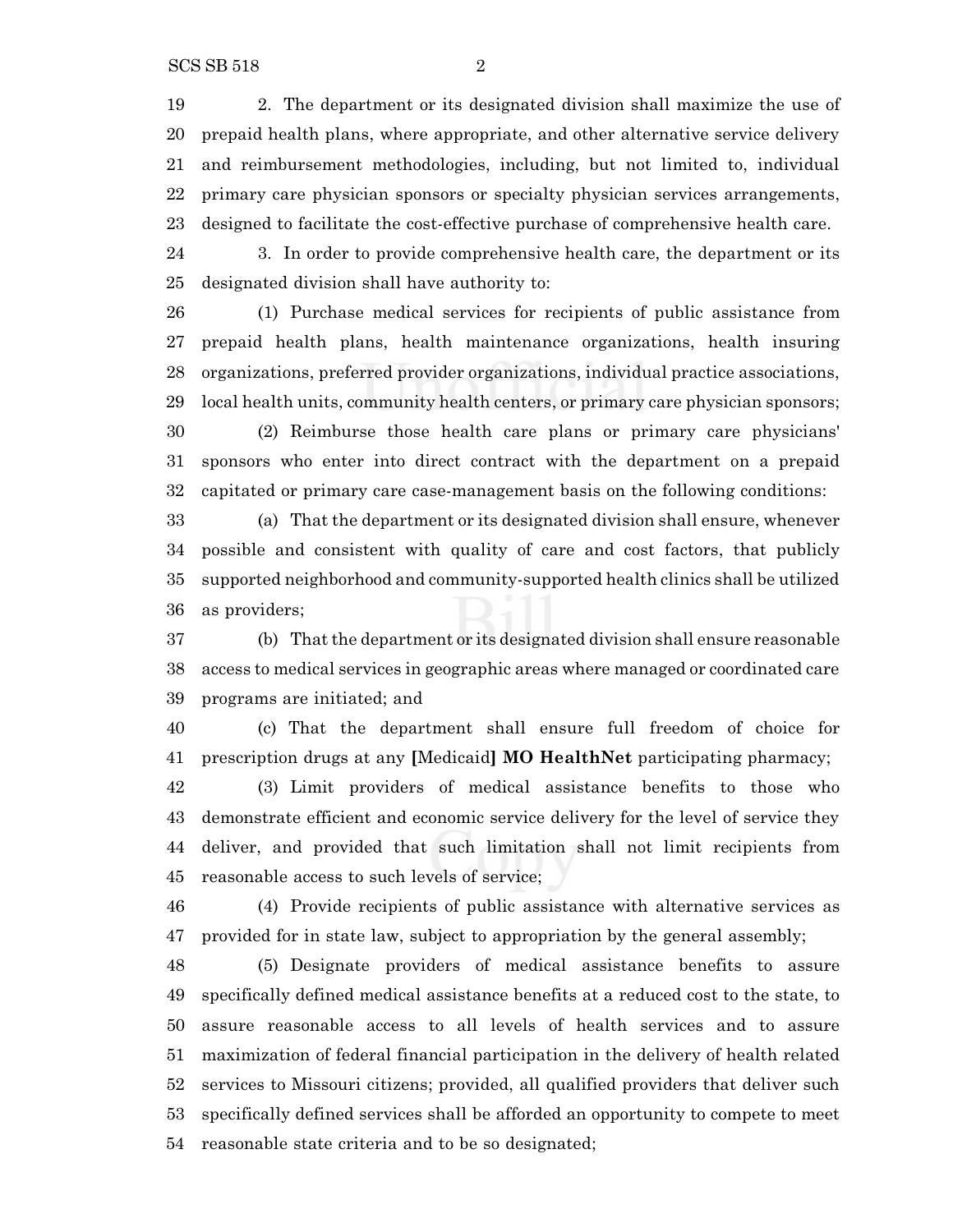19 2. The department or its designated division shall maximize the use of
20 prepaid health plans, where appropriate, and other alternative service delivery
21 and reimbursement methodologies, including, but not limited to, individual
22 primary care physician sponsors or specialty physician services arrangements,
23 designed to facilitate the cost-effective purchase of comprehensive health care.

24 3. In order to provide comprehensive health care, the department or its
25 designated division shall have authority to:

26 (1) Purchase medical services for recipients of public assistance from
27 prepaid health plans, health maintenance organizations, health insuring
28 organizations, preferred provider organizations, individual practice associations,
29 local health units, community health centers, or primary care physician sponsors;

30 (2) Reimburse those health care plans or primary care physicians'
31 sponsors who enter into direct contract with the department on a prepaid
32 capitated or primary care case-management basis on the following conditions:

33 (a) That the department or its designated division shall ensure, whenever
34 possible and consistent with quality of care and cost factors, that publicly
35 supported neighborhood and community-supported health clinics shall be utilized
36 as providers;

37 (b) That the department or its designated division shall ensure reasonable
38 access to medical services in geographic areas where managed or coordinated care
39 programs are initiated; and

40 (c) That the department shall ensure full freedom of choice for
41 prescription drugs at any **[**Medicaid**] MO HealthNet** participating pharmacy;

42 (3) Limit providers of medical assistance benefits to those who
43 demonstrate efficient and economic service delivery for the level of service they
44 deliver, and provided that such limitation shall not limit recipients from
45 reasonable access to such levels of service;

46 (4) Provide recipients of public assistance with alternative services as
47 provided for in state law, subject to appropriation by the general assembly;

48 (5) Designate providers of medical assistance benefits to assure
49 specifically defined medical assistance benefits at a reduced cost to the state, to
50 assure reasonable access to all levels of health services and to assure
51 maximization of federal financial participation in the delivery of health related
52 services to Missouri citizens; provided, all qualified providers that deliver such
53 specifically defined services shall be afforded an opportunity to compete to meet
54 reasonable state criteria and to be so designated;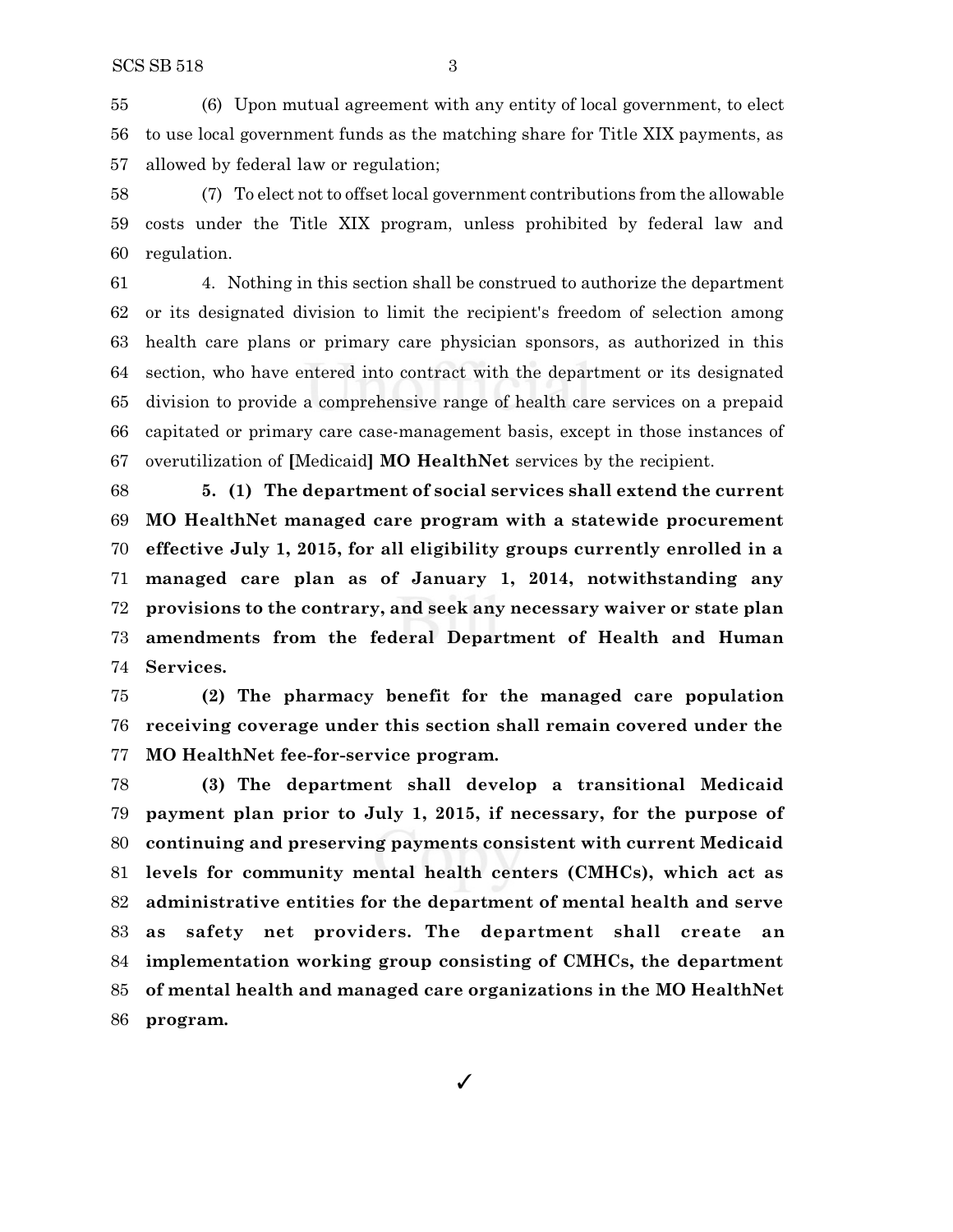(6) Upon mutual agreement with any entity of local government, to elect to use local government funds as the matching share for Title XIX payments, as allowed by federal law or regulation;

(7) To elect not to offset local government contributions from the allowable costs under the Title XIX program, unless prohibited by federal law and regulation.

4. Nothing in this section shall be construed to authorize the department or its designated division to limit the recipient's freedom of selection among health care plans or primary care physician sponsors, as authorized in this section, who have entered into contract with the department or its designated division to provide a comprehensive range of health care services on a prepaid capitated or primary care case-management basis, except in those instances of overutilization of [Medicaid] **MO HealthNet** services by the recipient.

**5. (1) The department of social services shall extend the current MO HealthNet managed care program with a statewide procurement effective July 1, 2015, for all eligibility groups currently enrolled in a managed care plan as of January 1, 2014, notwithstanding any provisions to the contrary, and seek any necessary waiver or state plan amendments from the federal Department of Health and Human Services.**

**(2) The pharmacy benefit for the managed care population receiving coverage under this section shall remain covered under the MO HealthNet fee-for-service program.**

**(3) The department shall develop a transitional Medicaid payment plan prior to July 1, 2015, if necessary, for the purpose of continuing and preserving payments consistent with current Medicaid levels for community mental health centers (CMHCs), which act as administrative entities for the department of mental health and serve as safety net providers. The department shall create an implementation working group consisting of CMHCs, the department of mental health and managed care organizations in the MO HealthNet program.**

✓